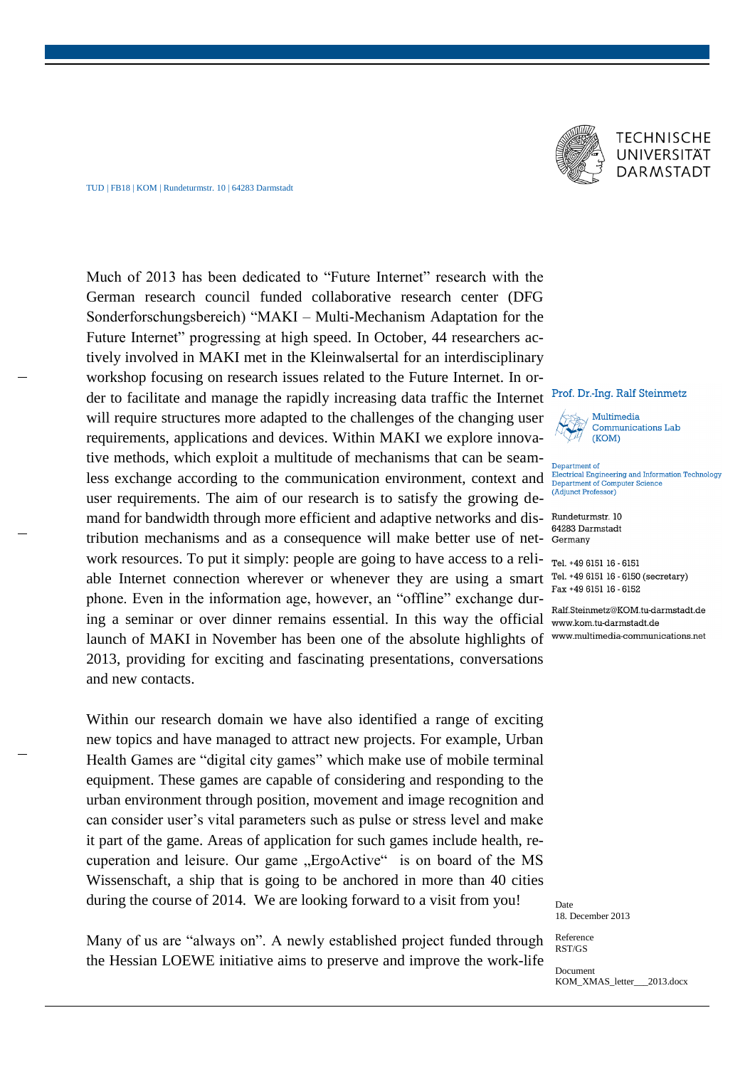TECHNISCHE UNIVERSITÄT DARMSTADT

TUD | FB18 | KOM | Rundeturmstr. 10 | 64283 Darmstadt

Prof. Dr.-Ing. Ralf Steinmetz

Multimedia Communications Lab (KOM)

Department of Electrical Engineering and Information Technology
Department of Computer Science (Adjunct Professor)

Rundeturmstr. 10
64283 Darmstadt
Germany

Tel. +49 6151 16 - 6151
Tel. +49 6151 16 - 6150 (secretary)
Fax +49 6151 16 - 6152

Ralf.Steinmetz@KOM.tu-darmstadt.de
www.kom.tu-darmstadt.de
www.multimedia-communications.net

Date
18. December 2013

Reference
RST/GS

Document
KOM_XMAS_letter___2013.docx

Much of 2013 has been dedicated to "Future Internet" research with the German research council funded collaborative research center (DFG Sonderforschungsbereich) "MAKI – Multi-Mechanism Adaptation for the Future Internet" progressing at high speed. In October, 44 researchers actively involved in MAKI met in the Kleinwalsertal for an interdisciplinary workshop focusing on research issues related to the Future Internet. In order to facilitate and manage the rapidly increasing data traffic the Internet will require structures more adapted to the challenges of the changing user requirements, applications and devices. Within MAKI we explore innovative methods, which exploit a multitude of mechanisms that can be seamless exchange according to the communication environment, context and user requirements. The aim of our research is to satisfy the growing demand for bandwidth through more efficient and adaptive networks and distribution mechanisms and as a consequence will make better use of network resources. To put it simply: people are going to have access to a reliable Internet connection wherever or whenever they are using a smart phone. Even in the information age, however, an "offline" exchange during a seminar or over dinner remains essential. In this way the official launch of MAKI in November has been one of the absolute highlights of 2013, providing for exciting and fascinating presentations, conversations and new contacts.

Within our research domain we have also identified a range of exciting new topics and have managed to attract new projects. For example, Urban Health Games are "digital city games" which make use of mobile terminal equipment. These games are capable of considering and responding to the urban environment through position, movement and image recognition and can consider user's vital parameters such as pulse or stress level and make it part of the game. Areas of application for such games include health, recuperation and leisure. Our game „ErgoActive" is on board of the MS Wissenschaft, a ship that is going to be anchored in more than 40 cities during the course of 2014. We are looking forward to a visit from you!

Many of us are "always on". A newly established project funded through the Hessian LOEWE initiative aims to preserve and improve the work-life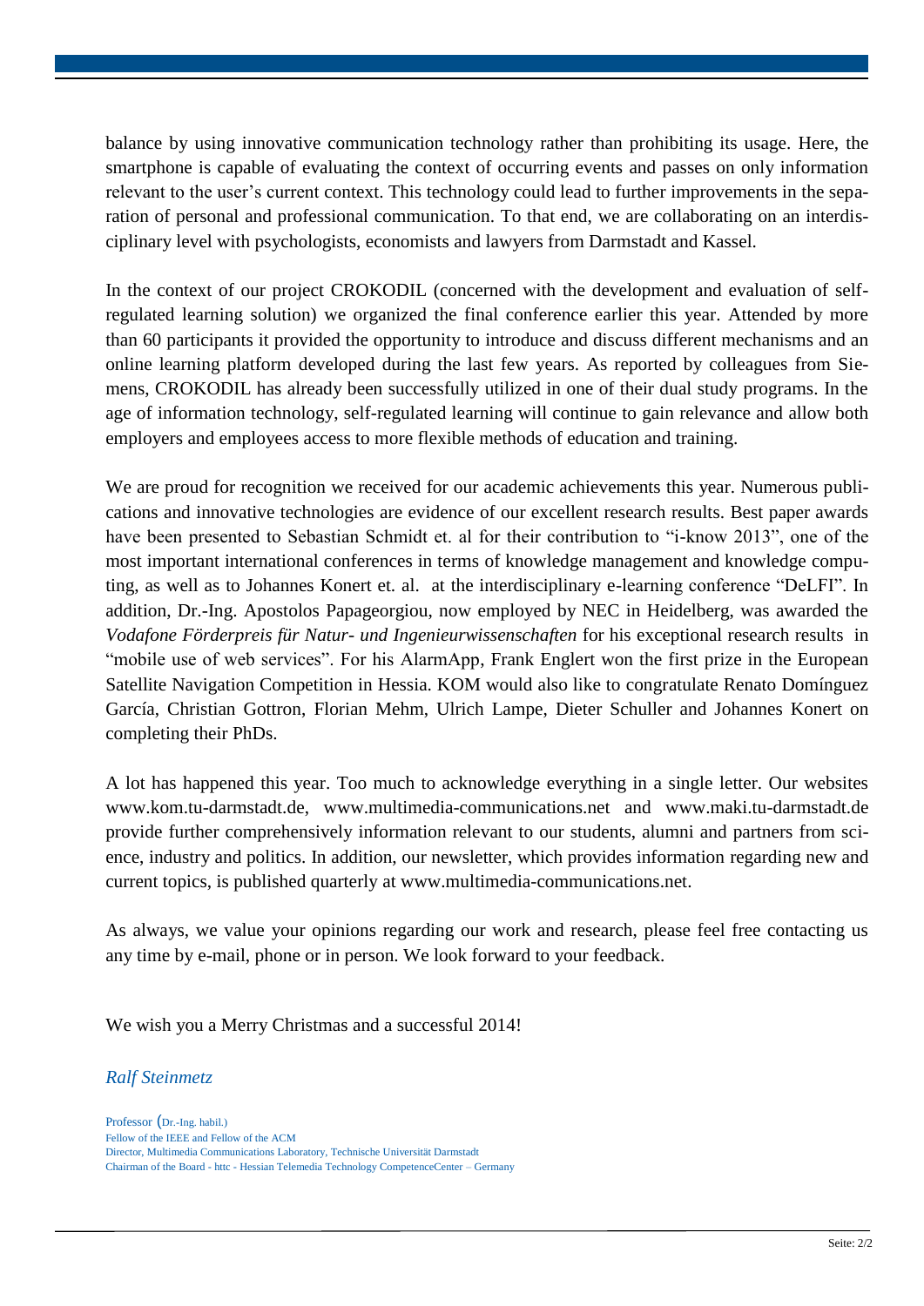balance by using innovative communication technology rather than prohibiting its usage. Here, the smartphone is capable of evaluating the context of occurring events and passes on only information relevant to the user's current context. This technology could lead to further improvements in the separation of personal and professional communication. To that end, we are collaborating on an interdisciplinary level with psychologists, economists and lawyers from Darmstadt and Kassel.

In the context of our project CROKODIL (concerned with the development and evaluation of self-regulated learning solution) we organized the final conference earlier this year. Attended by more than 60 participants it provided the opportunity to introduce and discuss different mechanisms and an online learning platform developed during the last few years. As reported by colleagues from Siemens, CROKODIL has already been successfully utilized in one of their dual study programs. In the age of information technology, self-regulated learning will continue to gain relevance and allow both employers and employees access to more flexible methods of education and training.

We are proud for recognition we received for our academic achievements this year. Numerous publications and innovative technologies are evidence of our excellent research results. Best paper awards have been presented to Sebastian Schmidt et. al for their contribution to "i-know 2013", one of the most important international conferences in terms of knowledge management and knowledge computing, as well as to Johannes Konert et. al. at the interdisciplinary e-learning conference "DeLFI". In addition, Dr.-Ing. Apostolos Papageorgiou, now employed by NEC in Heidelberg, was awarded the *Vodafone Förderpreis für Natur- und Ingenieurwissenschaften* for his exceptional research results in "mobile use of web services". For his AlarmApp, Frank Englert won the first prize in the European Satellite Navigation Competition in Hessia. KOM would also like to congratulate Renato Domínguez García, Christian Gottron, Florian Mehm, Ulrich Lampe, Dieter Schuller and Johannes Konert on completing their PhDs.

A lot has happened this year. Too much to acknowledge everything in a single letter. Our websites www.kom.tu-darmstadt.de, www.multimedia-communications.net and www.maki.tu-darmstadt.de provide further comprehensively information relevant to our students, alumni and partners from science, industry and politics. In addition, our newsletter, which provides information regarding new and current topics, is published quarterly at www.multimedia-communications.net.

As always, we value your opinions regarding our work and research, please feel free contacting us any time by e-mail, phone or in person. We look forward to your feedback.

We wish you a Merry Christmas and a successful 2014!

*Ralf Steinmetz*

Professor (Dr.-Ing. habil.)
Fellow of the IEEE and Fellow of the ACM
Director, Multimedia Communications Laboratory, Technische Universität Darmstadt
Chairman of the Board - httc - Hessian Telemedia Technology CompetenceCenter – Germany